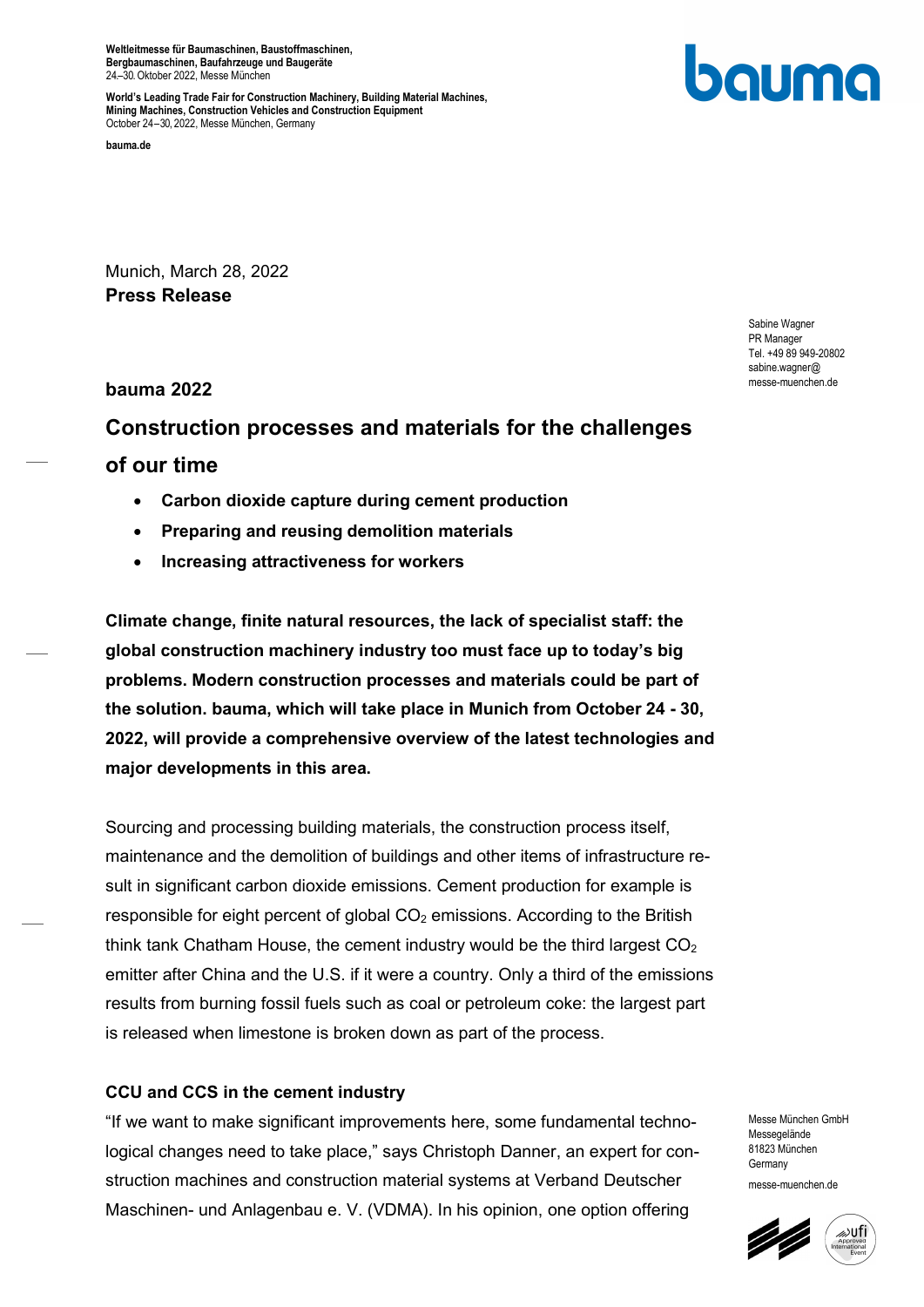**Weltleitmesse für Baumaschinen, Baustoffmaschinen, Bergbaumaschinen, Baufahrzeuge und Baugeräte**
24.–30. Oktober 2022, Messe München

**World's Leading Trade Fair for Construction Machinery, Building Material Machines, Mining Machines, Construction Vehicles and Construction Equipment**
October 24 – 30, 2022, Messe München, Germany

**bauma.de**

Munich, March 28, 2022
**Press Release**

Sabine Wagner
PR Manager
Tel. +49 89 949-20802
sabine.wagner@messe-muenchen.de

**bauma 2022**

## Construction processes and materials for the challenges of our time

- **Carbon dioxide capture during cement production**
- **Preparing and reusing demolition materials**
- **Increasing attractiveness for workers**

**Climate change, finite natural resources, the lack of specialist staff: the global construction machinery industry too must face up to today's big problems. Modern construction processes and materials could be part of the solution. bauma, which will take place in Munich from October 24 - 30, 2022, will provide a comprehensive overview of the latest technologies and major developments in this area.**

Sourcing and processing building materials, the construction process itself, maintenance and the demolition of buildings and other items of infrastructure result in significant carbon dioxide emissions. Cement production for example is responsible for eight percent of global $CO_2$ emissions. According to the British think tank Chatham House, the cement industry would be the third largest $CO_2$ emitter after China and the U.S. if it were a country. Only a third of the emissions results from burning fossil fuels such as coal or petroleum coke: the largest part is released when limestone is broken down as part of the process.

### CCU and CCS in the cement industry

"If we want to make significant improvements here, some fundamental technological changes need to take place," says Christoph Danner, an expert for construction machines and construction material systems at Verband Deutscher Maschinen- und Anlagenbau e. V. (VDMA). In his opinion, one option offering

Messe München GmbH
Messegelände
81823 München
Germany
messe-muenchen.de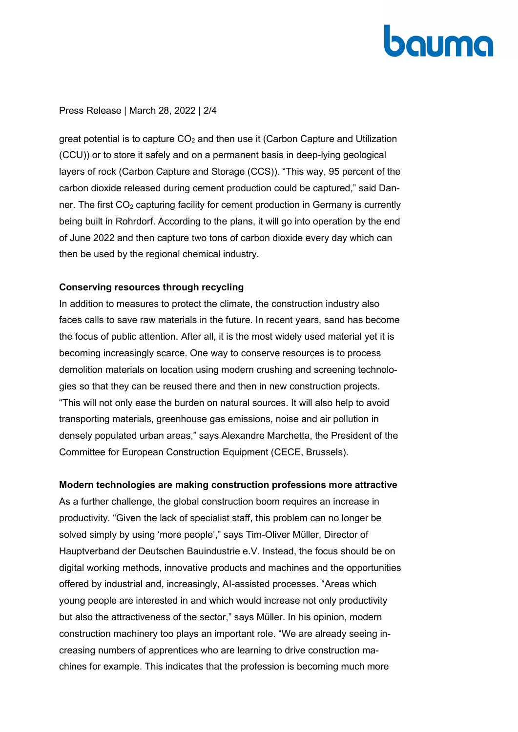great potential is to capture $CO_2$ and then use it (Carbon Capture and Utilization (CCU)) or to store it safely and on a permanent basis in deep-lying geological layers of rock (Carbon Capture and Storage (CCS)). “This way, 95 percent of the carbon dioxide released during cement production could be captured,” said Danner. The first $CO_2$ capturing facility for cement production in Germany is currently being built in Rohrdorf. According to the plans, it will go into operation by the end of June 2022 and then capture two tons of carbon dioxide every day which can then be used by the regional chemical industry.

**Conserving resources through recycling**

In addition to measures to protect the climate, the construction industry also faces calls to save raw materials in the future. In recent years, sand has become the focus of public attention. After all, it is the most widely used material yet it is becoming increasingly scarce. One way to conserve resources is to process demolition materials on location using modern crushing and screening technologies so that they can be reused there and then in new construction projects. “This will not only ease the burden on natural sources. It will also help to avoid transporting materials, greenhouse gas emissions, noise and air pollution in densely populated urban areas,” says Alexandre Marchetta, the President of the Committee for European Construction Equipment (CECE, Brussels).

**Modern technologies are making construction professions more attractive**

As a further challenge, the global construction boom requires an increase in productivity. “Given the lack of specialist staff, this problem can no longer be solved simply by using ‘more people’,” says Tim-Oliver Müller, Director of Hauptverband der Deutschen Bauindustrie e.V. Instead, the focus should be on digital working methods, innovative products and machines and the opportunities offered by industrial and, increasingly, AI-assisted processes. “Areas which young people are interested in and which would increase not only productivity but also the attractiveness of the sector,” says Müller. In his opinion, modern construction machinery too plays an important role. “We are already seeing increasing numbers of apprentices who are learning to drive construction machines for example. This indicates that the profession is becoming much more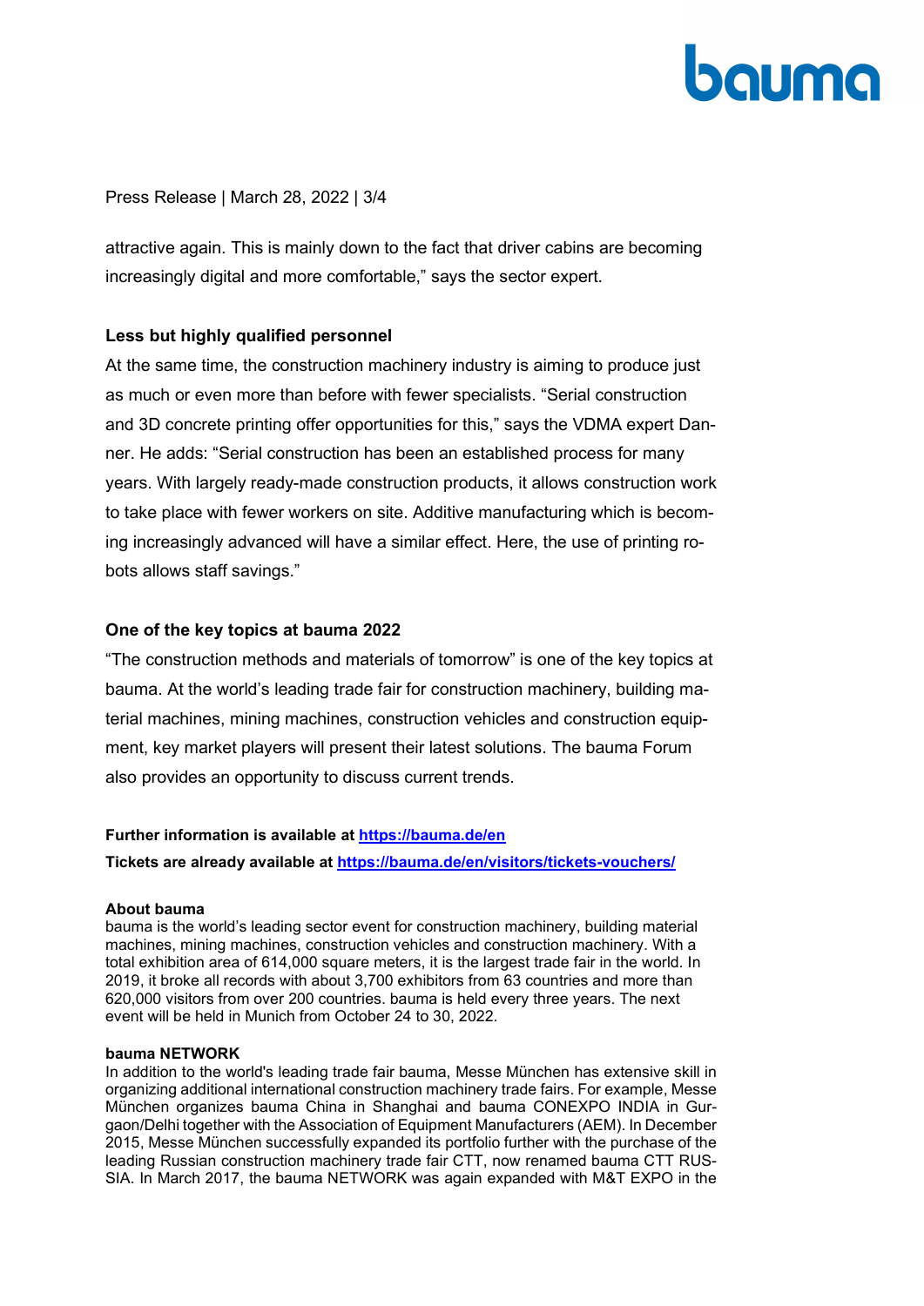attractive again. This is mainly down to the fact that driver cabins are becoming increasingly digital and more comfortable," says the sector expert.

### Less but highly qualified personnel

At the same time, the construction machinery industry is aiming to produce just as much or even more than before with fewer specialists. "Serial construction and 3D concrete printing offer opportunities for this," says the VDMA expert Danner. He adds: "Serial construction has been an established process for many years. With largely ready-made construction products, it allows construction work to take place with fewer workers on site. Additive manufacturing which is becoming increasingly advanced will have a similar effect. Here, the use of printing robots allows staff savings."

### One of the key topics at bauma 2022

"The construction methods and materials of tomorrow" is one of the key topics at bauma. At the world's leading trade fair for construction machinery, building material machines, mining machines, construction vehicles and construction equipment, key market players will present their latest solutions. The bauma Forum also provides an opportunity to discuss current trends.

**Further information is available at [https://bauma.de/en](https://bauma.de/en)**

**Tickets are already available at [https://bauma.de/en/visitors/tickets-vouchers/](https://bauma.de/en/visitors/tickets-vouchers/)**

**About bauma**

bauma is the world's leading sector event for construction machinery, building material machines, mining machines, construction vehicles and construction machinery. With a total exhibition area of 614,000 square meters, it is the largest trade fair in the world. In 2019, it broke all records with about 3,700 exhibitors from 63 countries and more than 620,000 visitors from over 200 countries. bauma is held every three years. The next event will be held in Munich from October 24 to 30, 2022.

**bauma NETWORK**

In addition to the world's leading trade fair bauma, Messe München has extensive skill in organizing additional international construction machinery trade fairs. For example, Messe München organizes bauma China in Shanghai and bauma CONEXPO INDIA in Gurgaon/Delhi together with the Association of Equipment Manufacturers (AEM). In December 2015, Messe München successfully expanded its portfolio further with the purchase of the leading Russian construction machinery trade fair CTT, now renamed bauma CTT RUSSIA. In March 2017, the bauma NETWORK was again expanded with M&T EXPO in the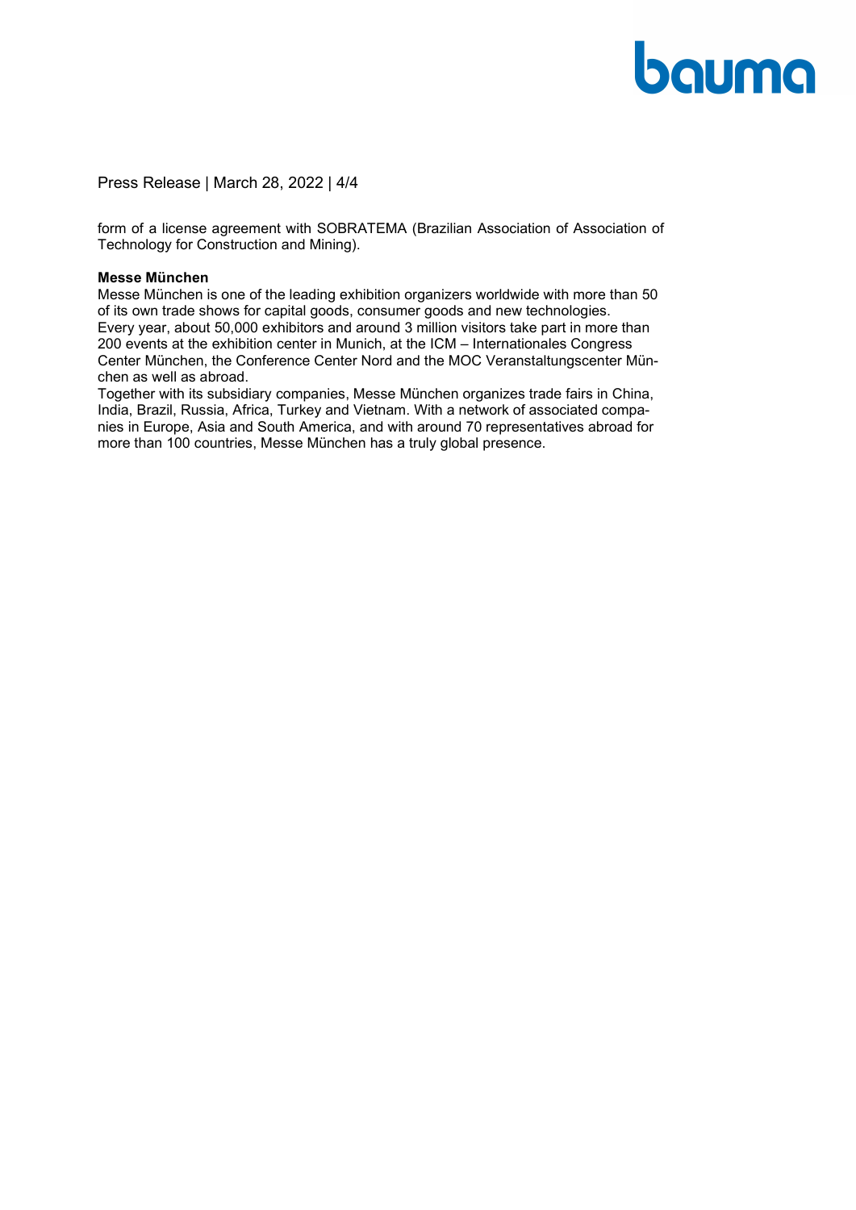form of a license agreement with SOBRATEMA (Brazilian Association of Association of Technology for Construction and Mining).

**Messe München**

Messe München is one of the leading exhibition organizers worldwide with more than 50 of its own trade shows for capital goods, consumer goods and new technologies. Every year, about 50,000 exhibitors and around 3 million visitors take part in more than 200 events at the exhibition center in Munich, at the ICM – Internationales Congress Center München, the Conference Center Nord and the MOC Veranstaltungscenter München as well as abroad.

Together with its subsidiary companies, Messe München organizes trade fairs in China, India, Brazil, Russia, Africa, Turkey and Vietnam. With a network of associated companies in Europe, Asia and South America, and with around 70 representatives abroad for more than 100 countries, Messe München has a truly global presence.